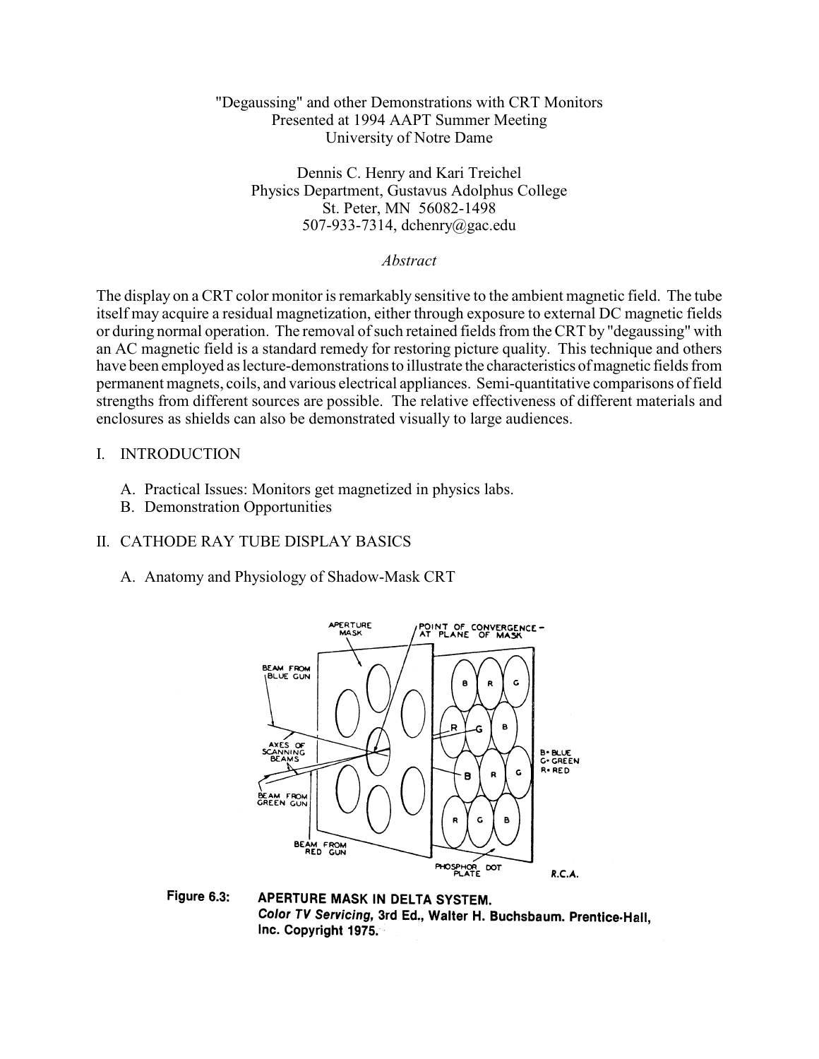# "Degaussing" and other Demonstrations with CRT Monitors

Presented at 1994 AAPT Summer Meeting
University of Notre Dame

Dennis C. Henry and Kari Treichel
Physics Department, Gustavus Adolphus College
St. Peter, MN 56082-1498
507-933-7314, dchenry@gac.edu

*Abstract*

The display on a CRT color monitor is remarkably sensitive to the ambient magnetic field. The tube itself may acquire a residual magnetization, either through exposure to external DC magnetic fields or during normal operation. The removal of such retained fields from the CRT by "degaussing" with an AC magnetic field is a standard remedy for restoring picture quality. This technique and others have been employed as lecture-demonstrations to illustrate the characteristics of magnetic fields from permanent magnets, coils, and various electrical appliances. Semi-quantitative comparisons of field strengths from different sources are possible. The relative effectiveness of different materials and enclosures as shields can also be demonstrated visually to large audiences.

## I. INTRODUCTION

A. Practical Issues: Monitors get magnetized in physics labs.
B. Demonstration Opportunities

## II. CATHODE RAY TUBE DISPLAY BASICS

A. Anatomy and Physiology of Shadow-Mask CRT

**Figure 6.3: APERTURE MASK IN DELTA SYSTEM.**
***Color TV Servicing*, 3rd Ed., Walter H. Buchsbaum. Prentice-Hall, Inc. Copyright 1975.**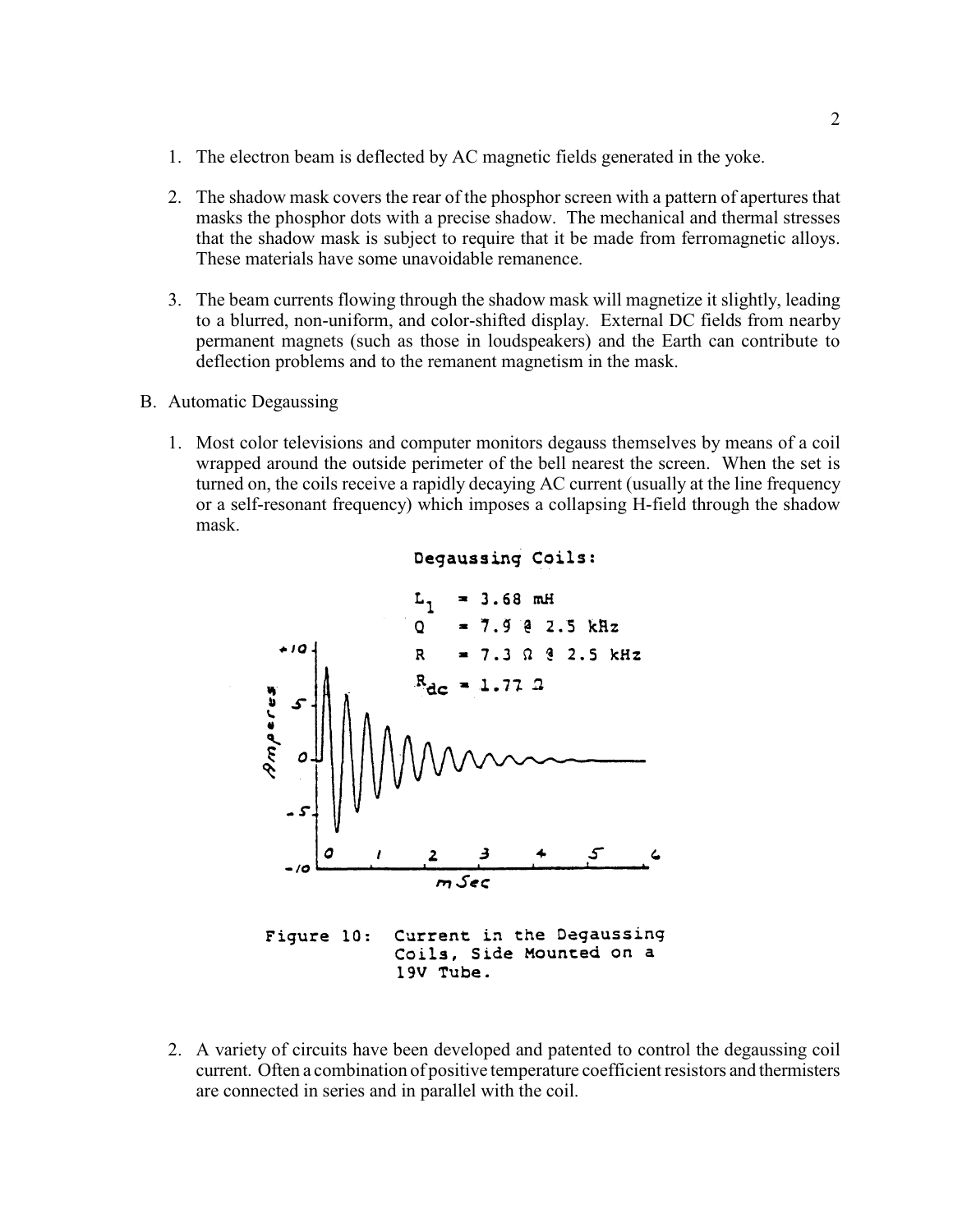1. The electron beam is deflected by AC magnetic fields generated in the yoke.

2. The shadow mask covers the rear of the phosphor screen with a pattern of apertures that masks the phosphor dots with a precise shadow. The mechanical and thermal stresses that the shadow mask is subject to require that it be made from ferromagnetic alloys. These materials have some unavoidable remanence.

3. The beam currents flowing through the shadow mask will magnetize it slightly, leading to a blurred, non-uniform, and color-shifted display. External DC fields from nearby permanent magnets (such as those in loudspeakers) and the Earth can contribute to deflection problems and to the remanent magnetism in the mask.

B. Automatic Degaussing

1. Most color televisions and computer monitors degauss themselves by means of a coil wrapped around the outside perimeter of the bell nearest the screen. When the set is turned on, the coils receive a rapidly decaying AC current (usually at the line frequency or a self-resonant frequency) which imposes a collapsing H-field through the shadow mask.

Degaussing Coils:

$L_1$ = 3.68 mH
Q = 7.9 @ 2.5 kHz
R = 7.3 Ω @ 2.5 kHz
$R_{dc}$ = 1.77 Ω

Figure 10: Current in the Degaussing Coils, Side Mounted on a 19V Tube.

2. A variety of circuits have been developed and patented to control the degaussing coil current. Often a combination of positive temperature coefficient resistors and thermisters are connected in series and in parallel with the coil.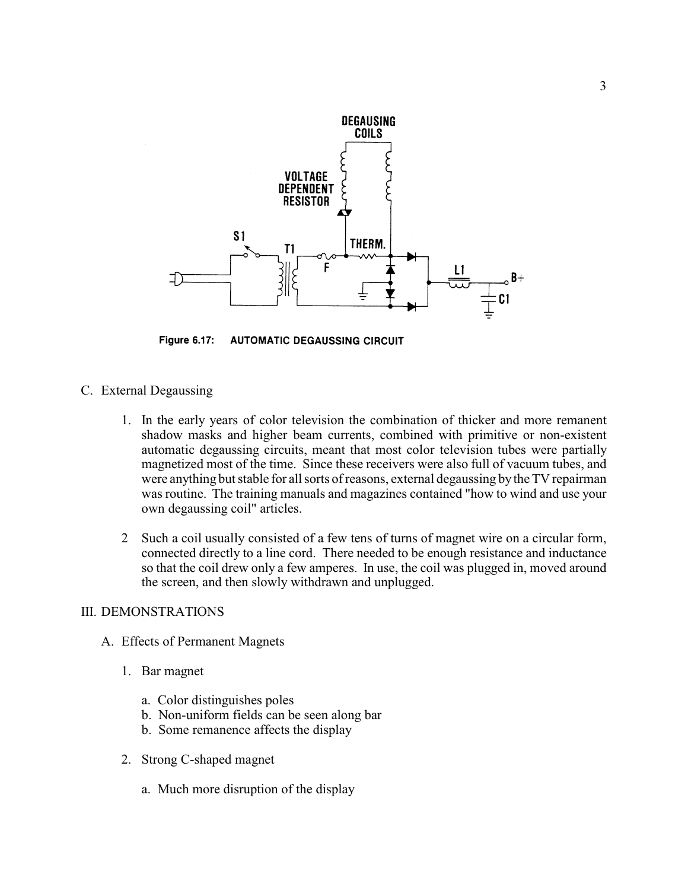Figure 6.17: AUTOMATIC DEGAUSSING CIRCUIT

C. External Degaussing

1. In the early years of color television the combination of thicker and more remanent shadow masks and higher beam currents, combined with primitive or non-existent automatic degaussing circuits, meant that most color television tubes were partially magnetized most of the time. Since these receivers were also full of vacuum tubes, and were anything but stable for all sorts of reasons, external degaussing by the TV repairman was routine. The training manuals and magazines contained "how to wind and use your own degaussing coil" articles.

2 Such a coil usually consisted of a few tens of turns of magnet wire on a circular form, connected directly to a line cord. There needed to be enough resistance and inductance so that the coil drew only a few amperes. In use, the coil was plugged in, moved around the screen, and then slowly withdrawn and unplugged.

III. DEMONSTRATIONS

A. Effects of Permanent Magnets

1. Bar magnet

   a. Color distinguishes poles
   b. Non-uniform fields can be seen along bar
   b. Some remanence affects the display

2. Strong C-shaped magnet

   a. Much more disruption of the display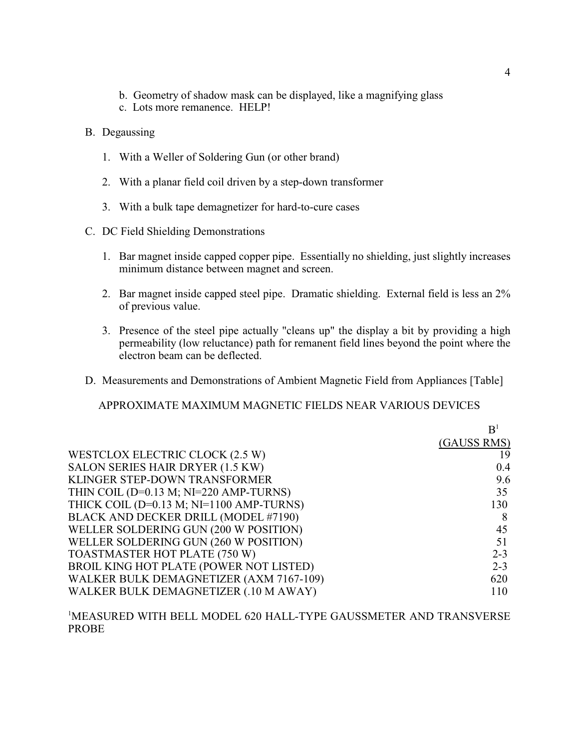b. Geometry of shadow mask can be displayed, like a magnifying glass
c. Lots more remanence. HELP!

B. Degaussing

1. With a Weller of Soldering Gun (or other brand)

2. With a planar field coil driven by a step-down transformer

3. With a bulk tape demagnetizer for hard-to-cure cases

C. DC Field Shielding Demonstrations

1. Bar magnet inside capped copper pipe. Essentially no shielding, just slightly increases minimum distance between magnet and screen.

2. Bar magnet inside capped steel pipe. Dramatic shielding. External field is less an 2% of previous value.

3. Presence of the steel pipe actually "cleans up" the display a bit by providing a high permeability (low reluctance) path for remanent field lines beyond the point where the electron beam can be deflected.

D. Measurements and Demonstrations of Ambient Magnetic Field from Appliances [Table]

APPROXIMATE MAXIMUM MAGNETIC FIELDS NEAR VARIOUS DEVICES

| | B[1] (GAUSS RMS) |
|---|---|
| WESTCLOX ELECTRIC CLOCK (2.5 W) | 19 |
| SALON SERIES HAIR DRYER (1.5 KW) | 0.4 |
| KLINGER STEP-DOWN TRANSFORMER | 9.6 |
| THIN COIL (D=0.13 M; NI=220 AMP-TURNS) | 35 |
| THICK COIL (D=0.13 M; NI=1100 AMP-TURNS) | 130 |
| BLACK AND DECKER DRILL (MODEL #7190) | 8 |
| WELLER SOLDERING GUN (200 W POSITION) | 45 |
| WELLER SOLDERING GUN (260 W POSITION) | 51 |
| TOASTMASTER HOT PLATE (750 W) | 2-3 |
| BROIL KING HOT PLATE (POWER NOT LISTED) | 2-3 |
| WALKER BULK DEMAGNETIZER (AXM 7167-109) | 620 |
| WALKER BULK DEMAGNETIZER (.10 M AWAY) | 110 |

[1]MEASURED WITH BELL MODEL 620 HALL-TYPE GAUSSMETER AND TRANSVERSE PROBE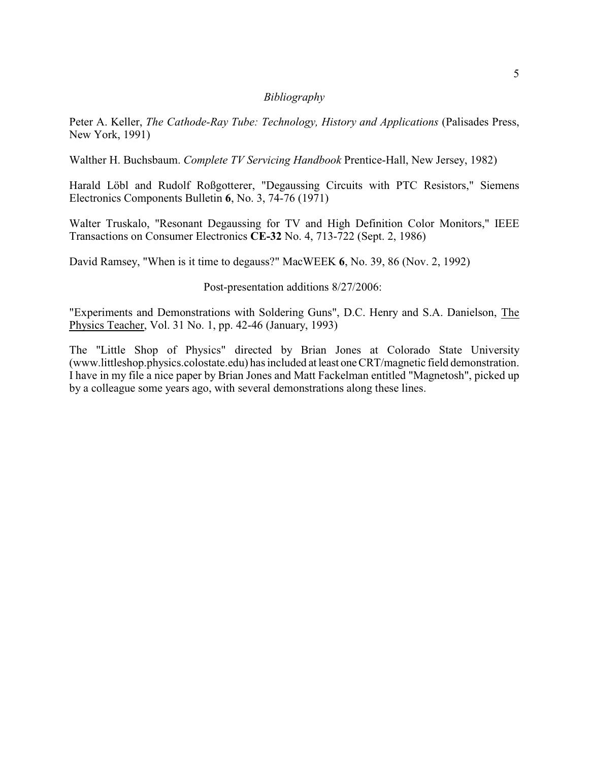*Bibliography*

Peter A. Keller, *The Cathode-Ray Tube: Technology, History and Applications* (Palisades Press, New York, 1991)

Walther H. Buchsbaum. *Complete TV Servicing Handbook* Prentice-Hall, New Jersey, 1982)

Harald Löbl and Rudolf Roßgotterer, "Degaussing Circuits with PTC Resistors," Siemens Electronics Components Bulletin **6**, No. 3, 74-76 (1971)

Walter Truskalo, "Resonant Degaussing for TV and High Definition Color Monitors," IEEE Transactions on Consumer Electronics **CE-32** No. 4, 713-722 (Sept. 2, 1986)

David Ramsey, "When is it time to degauss?" MacWEEK **6**, No. 39, 86 (Nov. 2, 1992)

Post-presentation additions 8/27/2006:

"Experiments and Demonstrations with Soldering Guns", D.C. Henry and S.A. Danielson, The Physics Teacher, Vol. 31 No. 1, pp. 42-46 (January, 1993)

The "Little Shop of Physics" directed by Brian Jones at Colorado State University (www.littleshop.physics.colostate.edu) has included at least one CRT/magnetic field demonstration. I have in my file a nice paper by Brian Jones and Matt Fackelman entitled "Magnetosh", picked up by a colleague some years ago, with several demonstrations along these lines.